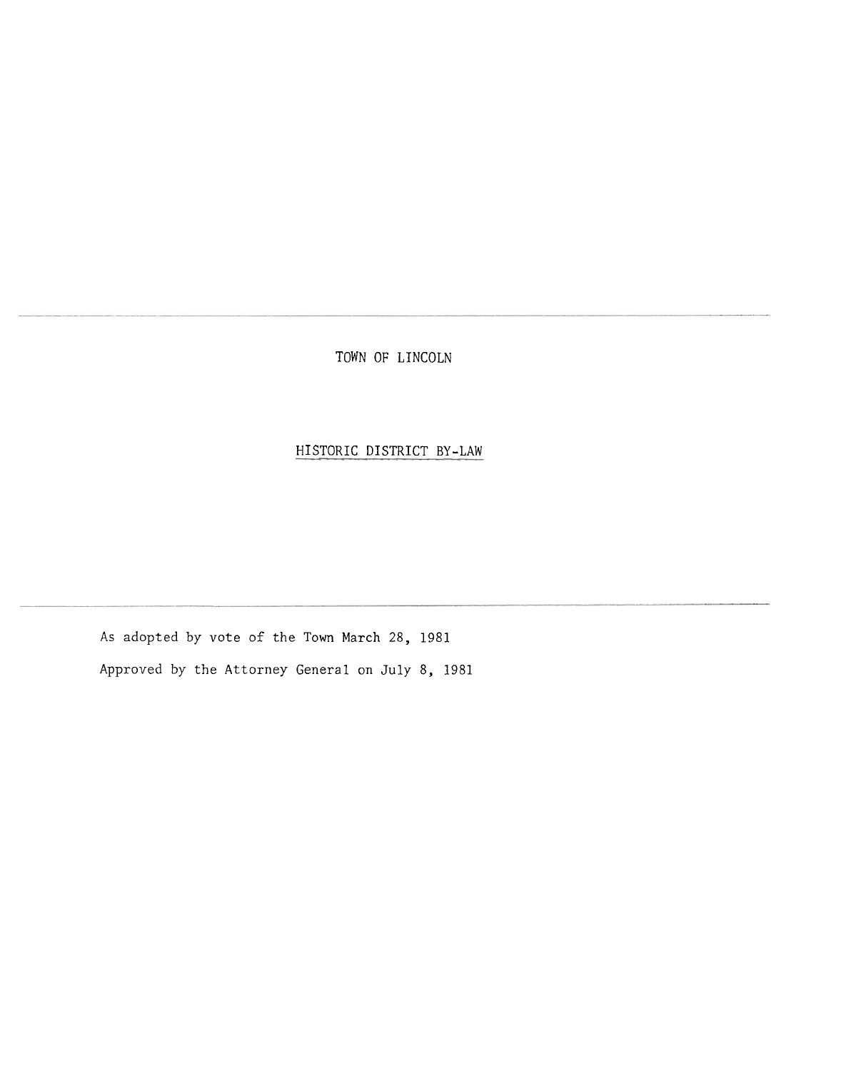---

# TOWN OF LINCOLN

## HISTORIC DISTRICT BY-LAW

---

As adopted by vote of the Town March 28, 1981

Approved by the Attorney General on July 8, 1981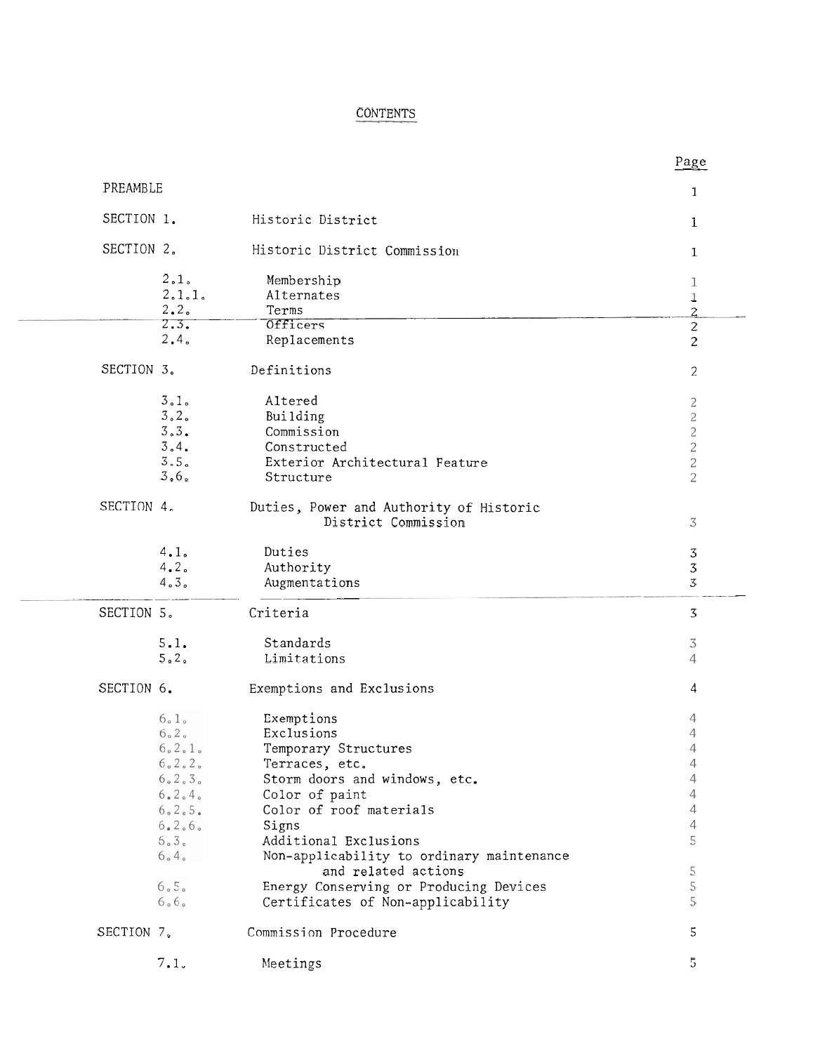# CONTENTS

| | | Page |
|---|---|---|
| PREAMBLE | | 1 |
| SECTION 1. | Historic District | 1 |
| SECTION 2. | Historic District Commission | 1 |
| 2.1. | Membership | 1 |
| 2.1.1. | Alternates | 1 |
| 2.2. | Terms | 2 |
| 2.3. | Officers | 2 |
| 2.4. | Replacements | 2 |
| SECTION 3. | Definitions | 2 |
| 3.1. | Altered | 2 |
| 3.2. | Building | 2 |
| 3.3. | Commission | 2 |
| 3.4. | Constructed | 2 |
| 3.5. | Exterior Architectural Feature | 2 |
| 3.6. | Structure | 2 |
| SECTION 4. | Duties, Power and Authority of Historic District Commission | 3 |
| 4.1. | Duties | 3 |
| 4.2. | Authority | 3 |
| 4.3. | Augmentations | 3 |
| SECTION 5. | Criteria | 3 |
| 5.1. | Standards | 3 |
| 5.2. | Limitations | 4 |
| SECTION 6. | Exemptions and Exclusions | 4 |
| 6.1. | Exemptions | 4 |
| 6.2. | Exclusions | 4 |
| 6.2.1. | Temporary Structures | 4 |
| 6.2.2. | Terraces, etc. | 4 |
| 6.2.3. | Storm doors and windows, etc. | 4 |
| 6.2.4. | Color of paint | 4 |
| 6.2.5. | Color of roof materials | 4 |
| 6.2.6. | Signs | 4 |
| 6.3. | Additional Exclusions | 5 |
| 6.4. | Non-applicability to ordinary maintenance and related actions | 5 |
| 6.5. | Energy Conserving or Producing Devices | 5 |
| 6.6. | Certificates of Non-applicability | 5 |
| SECTION 7. | Commission Procedure | 5 |
| 7.1. | Meetings | 5 |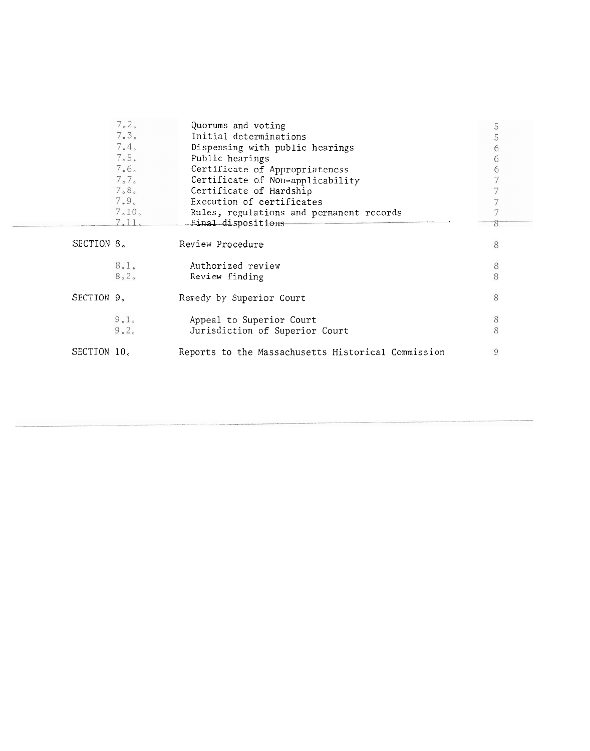| | | |
|---|---|---|
| 7.2. | Quorums and voting | 5 |
| 7.3. | Initial determinations | 5 |
| 7.4. | Dispensing with public hearings | 6 |
| 7.5. | Public hearings | 6 |
| 7.6. | Certificate of Appropriateness | 6 |
| 7.7. | Certificate of Non-applicability | 7 |
| 7.8. | Certificate of Hardship | 7 |
| 7.9. | Execution of certificates | 7 |
| 7.10. | Rules, regulations and permanent records | 7 |
| 7.11. | Final dispositions | 8 |
| SECTION 8. | Review Procedure | 8 |
| 8.1. | Authorized review | 8 |
| 8.2. | Review finding | 8 |
| SECTION 9. | Remedy by Superior Court | 8 |
| 9.1. | Appeal to Superior Court | 8 |
| 9.2. | Jurisdiction of Superior Court | 8 |
| SECTION 10. | Reports to the Massachusetts Historical Commission | 9 |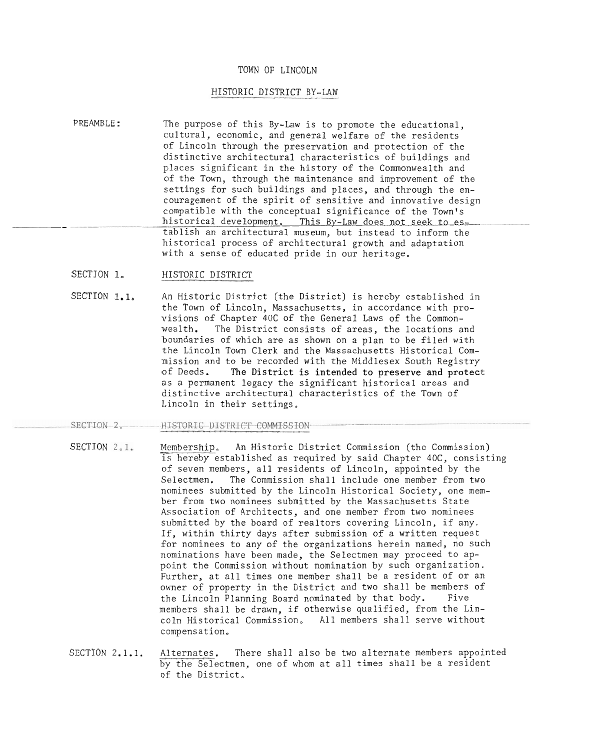# TOWN OF LINCOLN

## HISTORIC DISTRICT BY-LAW

**PREAMBLE:** The purpose of this By-Law is to promote the educational, cultural, economic, and general welfare of the residents of Lincoln through the preservation and protection of the distinctive architectural characteristics of buildings and places significant in the history of the Commonwealth and of the Town, through the maintenance and improvement of the settings for such buildings and places, and through the encouragement of the spirit of sensitive and innovative design compatible with the conceptual significance of the Town's historical development. This By-Law does not seek to establish an architectural museum, but instead to inform the historical process of architectural growth and adaptation with a sense of educated pride in our heritage.

### SECTION 1. HISTORIC DISTRICT

**SECTION 1.1.** An Historic District (the District) is hereby established in the Town of Lincoln, Massachusetts, in accordance with provisions of Chapter 40C of the General Laws of the Commonwealth. The District consists of areas, the locations and boundaries of which are as shown on a plan to be filed with the Lincoln Town Clerk and the Massachusetts Historical Commission and to be recorded with the Middlesex South Registry of Deeds. The District is intended to preserve and protect as a permanent legacy the significant historical areas and distinctive architectural characteristics of the Town of Lincoln in their settings.

### SECTION 2. HISTORIC DISTRICT COMMISSION

**SECTION 2.1.** Membership. An Historic District Commission (the Commission) is hereby established as required by said Chapter 40C, consisting of seven members, all residents of Lincoln, appointed by the Selectmen. The Commission shall include one member from two nominees submitted by the Lincoln Historical Society, one member from two nominees submitted by the Massachusetts State Association of Architects, and one member from two nominees submitted by the board of realtors covering Lincoln, if any. If, within thirty days after submission of a written request for nominees to any of the organizations herein named, no such nominations have been made, the Selectmen may proceed to appoint the Commission without nomination by such organization. Further, at all times one member shall be a resident of or an owner of property in the District and two shall be members of the Lincoln Planning Board nominated by that body. Five members shall be drawn, if otherwise qualified, from the Lincoln Historical Commission. All members shall serve without compensation.

**SECTION 2.1.1.** Alternates. There shall also be two alternate members appointed by the Selectmen, one of whom at all times shall be a resident of the District.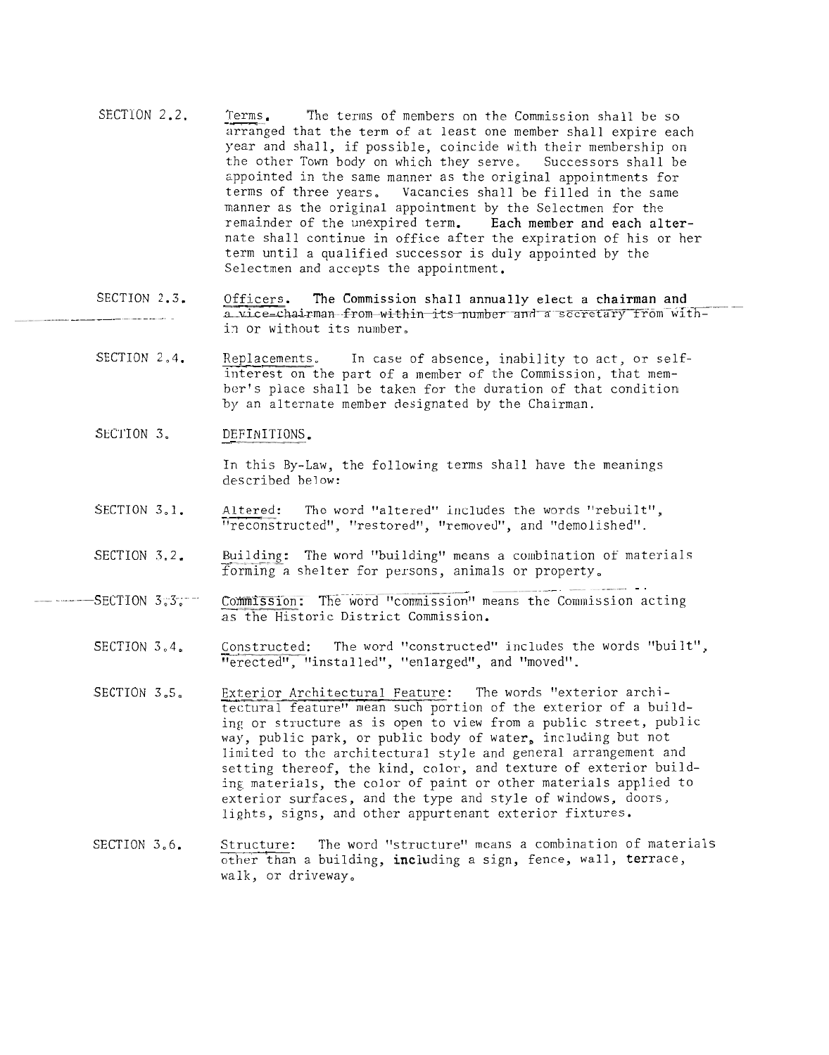SECTION 2.2. Terms. The terms of members on the Commission shall be so arranged that the term of at least one member shall expire each year and shall, if possible, coincide with their membership on the other Town body on which they serve. Successors shall be appointed in the same manner as the original appointments for terms of three years. Vacancies shall be filled in the same manner as the original appointment by the Selectmen for the remainder of the unexpired term. Each member and each alternate shall continue in office after the expiration of his or her term until a qualified successor is duly appointed by the Selectmen and accepts the appointment.

SECTION 2.3. Officers. The Commission shall annually elect a chairman and a vice-chairman from within its number and a secretary from within or without its number.

SECTION 2.4. Replacements. In case of absence, inability to act, or self-interest on the part of a member of the Commission, that member's place shall be taken for the duration of that condition by an alternate member designated by the Chairman.

SECTION 3. DEFINITIONS.

In this By-Law, the following terms shall have the meanings described below:

SECTION 3.1. Altered: The word "altered" includes the words "rebuilt", "reconstructed", "restored", "removed", and "demolished".

SECTION 3.2. Building: The word "building" means a combination of materials forming a shelter for persons, animals or property.

SECTION 3.3. Commission: The word "commission" means the Commission acting as the Historic District Commission.

SECTION 3.4. Constructed: The word "constructed" includes the words "built", "erected", "installed", "enlarged", and "moved".

SECTION 3.5. Exterior Architectural Feature: The words "exterior architectural feature" mean such portion of the exterior of a building or structure as is open to view from a public street, public way, public park, or public body of water, including but not limited to the architectural style and general arrangement and setting thereof, the kind, color, and texture of exterior building materials, the color of paint or other materials applied to exterior surfaces, and the type and style of windows, doors, lights, signs, and other appurtenant exterior fixtures.

SECTION 3.6. Structure: The word "structure" means a combination of materials other than a building, including a sign, fence, wall, terrace, walk, or driveway.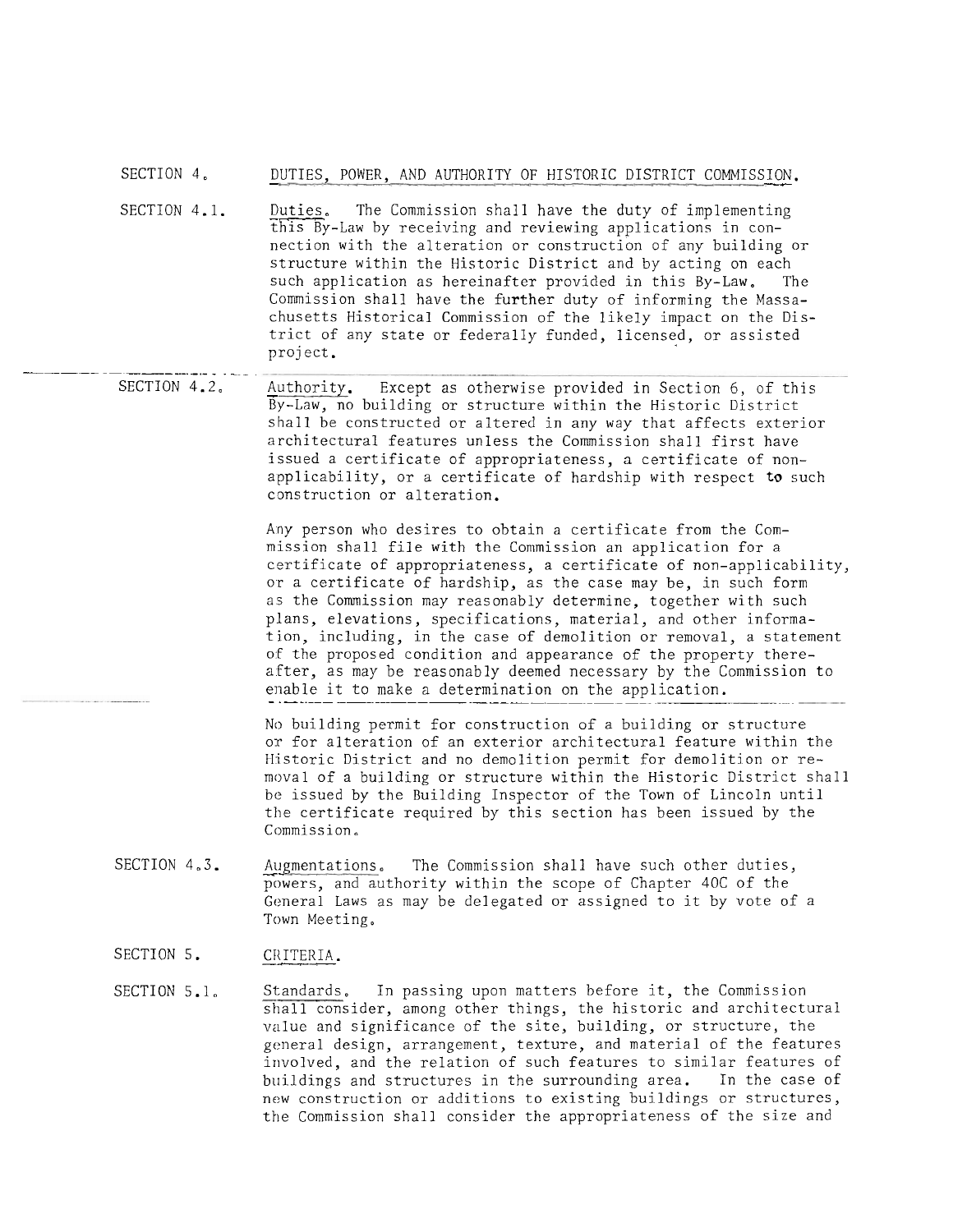## SECTION 4. DUTIES, POWER, AND AUTHORITY OF HISTORIC DISTRICT COMMISSION.

SECTION 4.1. Duties. The Commission shall have the duty of implementing this By-Law by receiving and reviewing applications in connection with the alteration or construction of any building or structure within the Historic District and by acting on each such application as hereinafter provided in this By-Law. The Commission shall have the further duty of informing the Massachusetts Historical Commission of the likely impact on the District of any state or federally funded, licensed, or assisted project.

SECTION 4.2. Authority. Except as otherwise provided in Section 6, of this By-Law, no building or structure within the Historic District shall be constructed or altered in any way that affects exterior architectural features unless the Commission shall first have issued a certificate of appropriateness, a certificate of non-applicability, or a certificate of hardship with respect to such construction or alteration.

Any person who desires to obtain a certificate from the Commission shall file with the Commission an application for a certificate of appropriateness, a certificate of non-applicability, or a certificate of hardship, as the case may be, in such form as the Commission may reasonably determine, together with such plans, elevations, specifications, material, and other information, including, in the case of demolition or removal, a statement of the proposed condition and appearance of the property thereafter, as may be reasonably deemed necessary by the Commission to enable it to make a determination on the application.

No building permit for construction of a building or structure or for alteration of an exterior architectural feature within the Historic District and no demolition permit for demolition or removal of a building or structure within the Historic District shall be issued by the Building Inspector of the Town of Lincoln until the certificate required by this section has been issued by the Commission.

SECTION 4.3. Augmentations. The Commission shall have such other duties, powers, and authority within the scope of Chapter 40C of the General Laws as may be delegated or assigned to it by vote of a Town Meeting.

## SECTION 5. CRITERIA.

SECTION 5.1. Standards. In passing upon matters before it, the Commission shall consider, among other things, the historic and architectural value and significance of the site, building, or structure, the general design, arrangement, texture, and material of the features involved, and the relation of such features to similar features of buildings and structures in the surrounding area. In the case of new construction or additions to existing buildings or structures, the Commission shall consider the appropriateness of the size and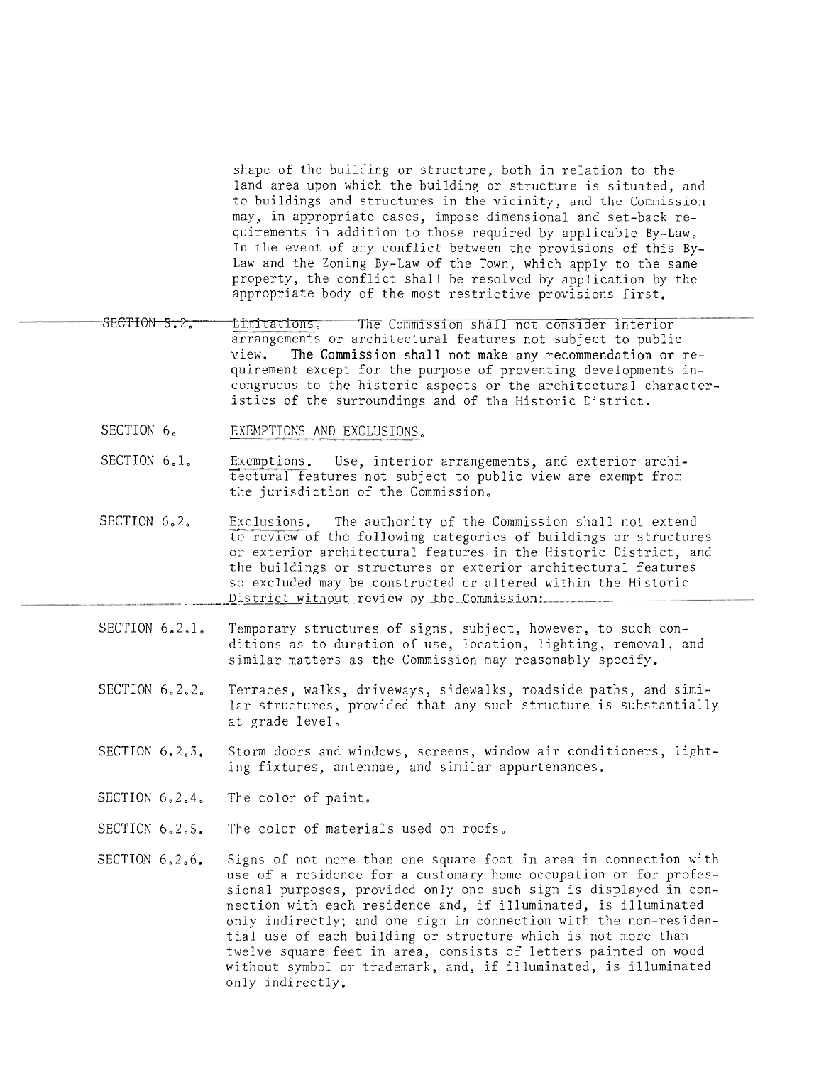shape of the building or structure, both in relation to the land area upon which the building or structure is situated, and to buildings and structures in the vicinity, and the Commission may, in appropriate cases, impose dimensional and set-back requirements in addition to those required by applicable By-Law. In the event of any conflict between the provisions of this By-Law and the Zoning By-Law of the Town, which apply to the same property, the conflict shall be resolved by application by the appropriate body of the most restrictive provisions first.

SECTION 5.2. Limitations. The Commission shall not consider interior arrangements or architectural features not subject to public view. The Commission shall not make any recommendation or requirement except for the purpose of preventing developments incongruous to the historic aspects or the architectural characteristics of the surroundings and of the Historic District.

SECTION 6. EXEMPTIONS AND EXCLUSIONS.

SECTION 6.1. Exemptions. Use, interior arrangements, and exterior architectural features not subject to public view are exempt from the jurisdiction of the Commission.

SECTION 6.2. Exclusions. The authority of the Commission shall not extend to review of the following categories of buildings or structures or exterior architectural features in the Historic District, and the buildings or structures or exterior architectural features so excluded may be constructed or altered within the Historic District without review by the Commission:

SECTION 6.2.1. Temporary structures of signs, subject, however, to such conditions as to duration of use, location, lighting, removal, and similar matters as the Commission may reasonably specify.

SECTION 6.2.2. Terraces, walks, driveways, sidewalks, roadside paths, and similar structures, provided that any such structure is substantially at grade level.

SECTION 6.2.3. Storm doors and windows, screens, window air conditioners, lighting fixtures, antennae, and similar appurtenances.

SECTION 6.2.4. The color of paint.

SECTION 6.2.5. The color of materials used on roofs.

SECTION 6.2.6. Signs of not more than one square foot in area in connection with use of a residence for a customary home occupation or for professional purposes, provided only one such sign is displayed in connection with each residence and, if illuminated, is illuminated only indirectly; and one sign in connection with the non-residential use of each building or structure which is not more than twelve square feet in area, consists of letters painted on wood without symbol or trademark, and, if illuminated, is illuminated only indirectly.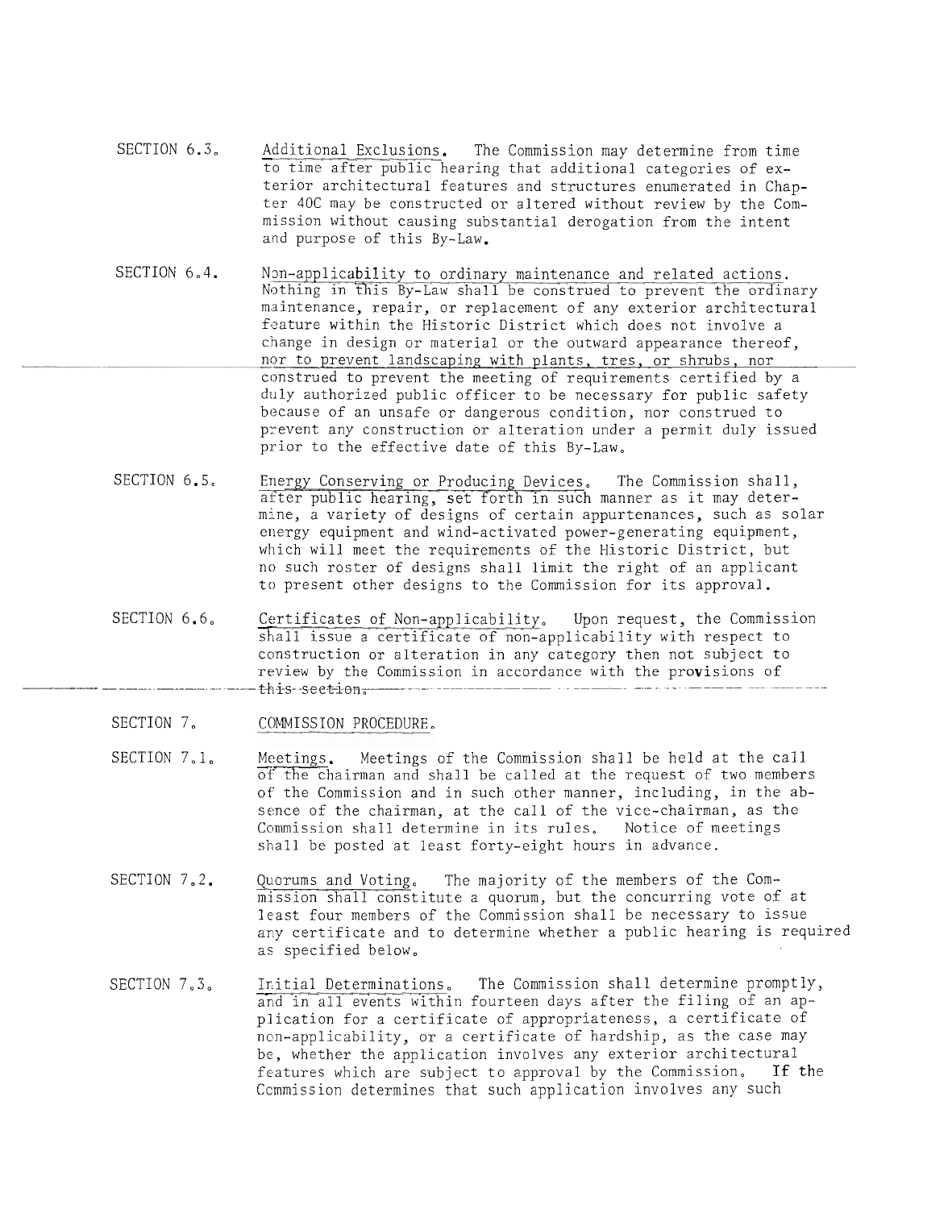SECTION 6.3. Additional Exclusions. The Commission may determine from time to time after public hearing that additional categories of exterior architectural features and structures enumerated in Chapter 40C may be constructed or altered without review by the Commission without causing substantial derogation from the intent and purpose of this By-Law.

SECTION 6.4. Non-applicability to ordinary maintenance and related actions. Nothing in this By-Law shall be construed to prevent the ordinary maintenance, repair, or replacement of any exterior architectural feature within the Historic District which does not involve a change in design or material or the outward appearance thereof, nor to prevent landscaping with plants, tres, or shrubs, nor construed to prevent the meeting of requirements certified by a duly authorized public officer to be necessary for public safety because of an unsafe or dangerous condition, nor construed to prevent any construction or alteration under a permit duly issued prior to the effective date of this By-Law.

SECTION 6.5. Energy Conserving or Producing Devices. The Commission shall, after public hearing, set forth in such manner as it may determine, a variety of designs of certain appurtenances, such as solar energy equipment and wind-activated power-generating equipment, which will meet the requirements of the Historic District, but no such roster of designs shall limit the right of an applicant to present other designs to the Commission for its approval.

SECTION 6.6. Certificates of Non-applicability. Upon request, the Commission shall issue a certificate of non-applicability with respect to construction or alteration in any category then not subject to review by the Commission in accordance with the provisions of this section.

SECTION 7. COMMISSION PROCEDURE.

SECTION 7.1. Meetings. Meetings of the Commission shall be held at the call of the chairman and shall be called at the request of two members of the Commission and in such other manner, including, in the absence of the chairman, at the call of the vice-chairman, as the Commission shall determine in its rules. Notice of meetings shall be posted at least forty-eight hours in advance.

SECTION 7.2. Quorums and Voting. The majority of the members of the Commission shall constitute a quorum, but the concurring vote of at least four members of the Commission shall be necessary to issue any certificate and to determine whether a public hearing is required as specified below.

SECTION 7.3. Initial Determinations. The Commission shall determine promptly, and in all events within fourteen days after the filing of an application for a certificate of appropriateness, a certificate of non-applicability, or a certificate of hardship, as the case may be, whether the application involves any exterior architectural features which are subject to approval by the Commission. If the Commission determines that such application involves any such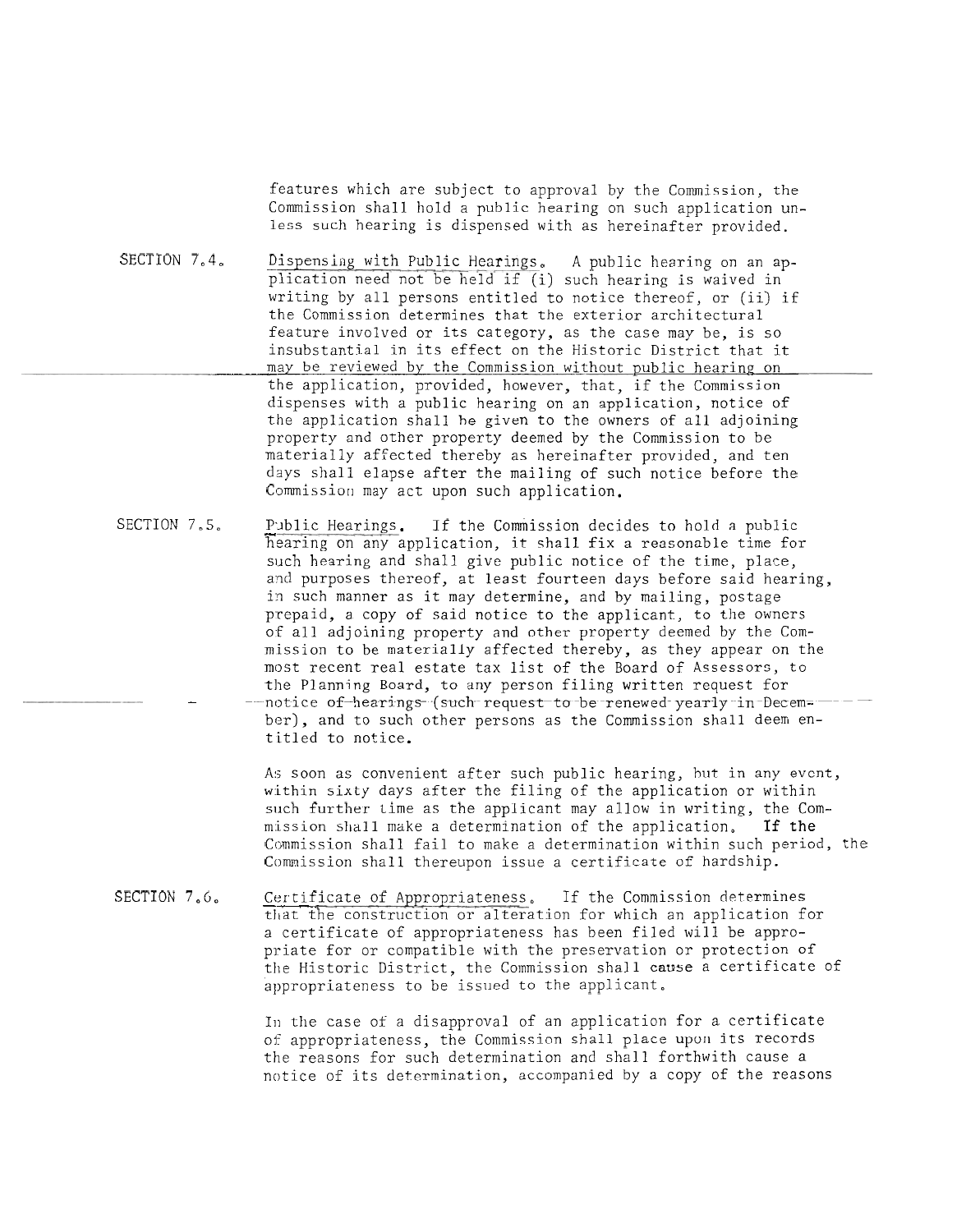features which are subject to approval by the Commission, the Commission shall hold a public hearing on such application unless such hearing is dispensed with as hereinafter provided.

SECTION 7.4. Dispensing with Public Hearings. A public hearing on an application need not be held if (i) such hearing is waived in writing by all persons entitled to notice thereof, or (ii) if the Commission determines that the exterior architectural feature involved or its category, as the case may be, is so insubstantial in its effect on the Historic District that it may be reviewed by the Commission without public hearing on the application, provided, however, that, if the Commission dispenses with a public hearing on an application, notice of the application shall be given to the owners of all adjoining property and other property deemed by the Commission to be materially affected thereby as hereinafter provided, and ten days shall elapse after the mailing of such notice before the Commission may act upon such application.

SECTION 7.5. Public Hearings. If the Commission decides to hold a public hearing on any application, it shall fix a reasonable time for such hearing and shall give public notice of the time, place, and purposes thereof, at least fourteen days before said hearing, in such manner as it may determine, and by mailing, postage prepaid, a copy of said notice to the applicant, to the owners of all adjoining property and other property deemed by the Commission to be materially affected thereby, as they appear on the most recent real estate tax list of the Board of Assessors, to the Planning Board, to any person filing written request for notice of hearings (such request to be renewed yearly in December), and to such other persons as the Commission shall deem entitled to notice.

As soon as convenient after such public hearing, but in any event, within sixty days after the filing of the application or within such further time as the applicant may allow in writing, the Commission shall make a determination of the application. If the Commission shall fail to make a determination within such period, the Commission shall thereupon issue a certificate of hardship.

SECTION 7.6. Certificate of Appropriateness. If the Commission determines that the construction or alteration for which an application for a certificate of appropriateness has been filed will be appropriate for or compatible with the preservation or protection of the Historic District, the Commission shall cause a certificate of appropriateness to be issued to the applicant.

In the case of a disapproval of an application for a certificate of appropriateness, the Commission shall place upon its records the reasons for such determination and shall forthwith cause a notice of its determination, accompanied by a copy of the reasons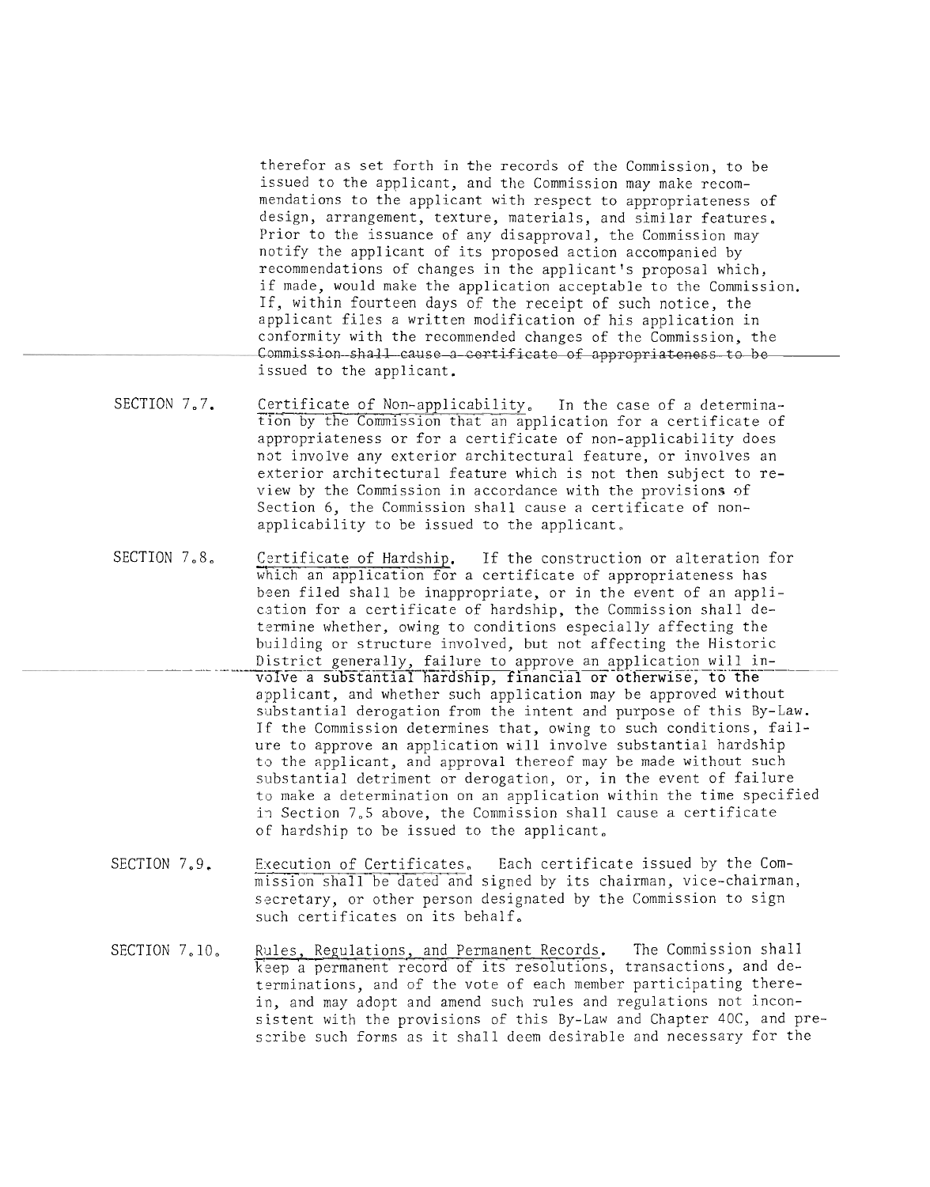therefor as set forth in the records of the Commission, to be issued to the applicant, and the Commission may make recommendations to the applicant with respect to appropriateness of design, arrangement, texture, materials, and similar features. Prior to the issuance of any disapproval, the Commission may notify the applicant of its proposed action accompanied by recommendations of changes in the applicant's proposal which, if made, would make the application acceptable to the Commission. If, within fourteen days of the receipt of such notice, the applicant files a written modification of his application in conformity with the recommended changes of the Commission, the Commission shall cause a certificate of appropriateness to be issued to the applicant.

SECTION 7.7. Certificate of Non-applicability. In the case of a determination by the Commission that an application for a certificate of appropriateness or for a certificate of non-applicability does not involve any exterior architectural feature, or involves an exterior architectural feature which is not then subject to review by the Commission in accordance with the provisions of Section 6, the Commission shall cause a certificate of non-applicability to be issued to the applicant.

SECTION 7.8. Certificate of Hardship. If the construction or alteration for which an application for a certificate of appropriateness has been filed shall be inappropriate, or in the event of an application for a certificate of hardship, the Commission shall determine whether, owing to conditions especially affecting the building or structure involved, but not affecting the Historic District generally, failure to approve an application will involve a substantial hardship, financial or otherwise, to the applicant, and whether such application may be approved without substantial derogation from the intent and purpose of this By-Law. If the Commission determines that, owing to such conditions, failure to approve an application will involve substantial hardship to the applicant, and approval thereof may be made without such substantial detriment or derogation, or, in the event of failure to make a determination on an application within the time specified in Section 7.5 above, the Commission shall cause a certificate of hardship to be issued to the applicant.

SECTION 7.9. Execution of Certificates. Each certificate issued by the Commission shall be dated and signed by its chairman, vice-chairman, secretary, or other person designated by the Commission to sign such certificates on its behalf.

SECTION 7.10. Rules, Regulations, and Permanent Records. The Commission shall keep a permanent record of its resolutions, transactions, and determinations, and of the vote of each member participating therein, and may adopt and amend such rules and regulations not inconsistent with the provisions of this By-Law and Chapter 40C, and prescribe such forms as it shall deem desirable and necessary for the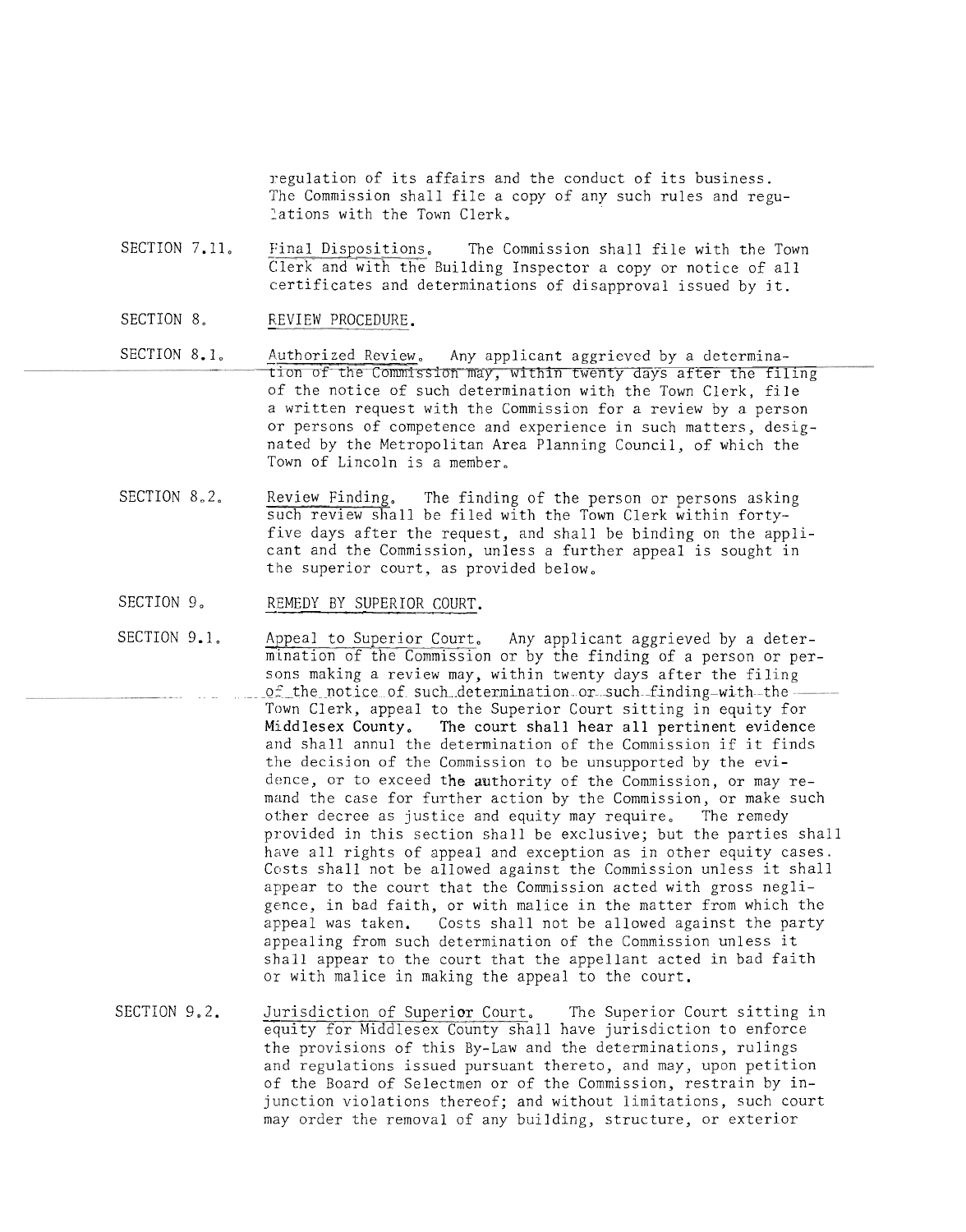regulation of its affairs and the conduct of its business. The Commission shall file a copy of any such rules and regulations with the Town Clerk.

SECTION 7.11. Final Dispositions. The Commission shall file with the Town Clerk and with the Building Inspector a copy or notice of all certificates and determinations of disapproval issued by it.

## SECTION 8. REVIEW PROCEDURE.

SECTION 8.1. Authorized Review. Any applicant aggrieved by a determination of the Commission may, within twenty days after the filing of the notice of such determination with the Town Clerk, file a written request with the Commission for a review by a person or persons of competence and experience in such matters, designated by the Metropolitan Area Planning Council, of which the Town of Lincoln is a member.

SECTION 8.2. Review Finding. The finding of the person or persons asking such review shall be filed with the Town Clerk within forty-five days after the request, and shall be binding on the applicant and the Commission, unless a further appeal is sought in the superior court, as provided below.

## SECTION 9. REMEDY BY SUPERIOR COURT.

SECTION 9.1. Appeal to Superior Court. Any applicant aggrieved by a determination of the Commission or by the finding of a person or persons making a review may, within twenty days after the filing of the notice of such determination or such finding with the Town Clerk, appeal to the Superior Court sitting in equity for Middlesex County. The court shall hear all pertinent evidence and shall annul the determination of the Commission if it finds the decision of the Commission to be unsupported by the evidence, or to exceed the authority of the Commission, or may remand the case for further action by the Commission, or make such other decree as justice and equity may require. The remedy provided in this section shall be exclusive; but the parties shall have all rights of appeal and exception as in other equity cases. Costs shall not be allowed against the Commission unless it shall appear to the court that the Commission acted with gross negligence, in bad faith, or with malice in the matter from which the appeal was taken. Costs shall not be allowed against the party appealing from such determination of the Commission unless it shall appear to the court that the appellant acted in bad faith or with malice in making the appeal to the court.

SECTION 9.2. Jurisdiction of Superior Court. The Superior Court sitting in equity for Middlesex County shall have jurisdiction to enforce the provisions of this By-Law and the determinations, rulings and regulations issued pursuant thereto, and may, upon petition of the Board of Selectmen or of the Commission, restrain by injunction violations thereof; and without limitations, such court may order the removal of any building, structure, or exterior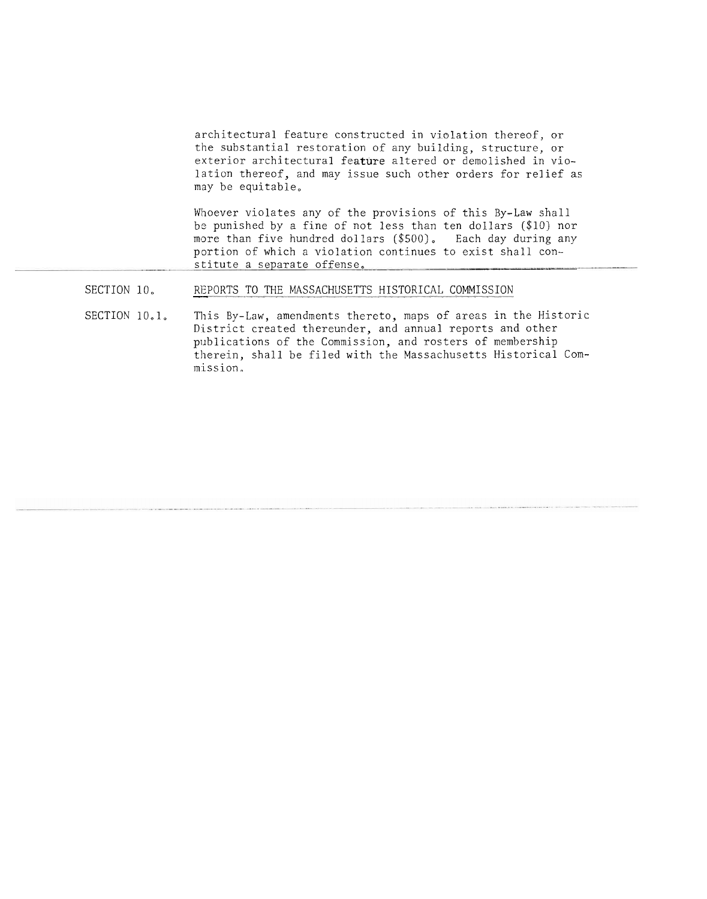architectural feature constructed in violation thereof, or the substantial restoration of any building, structure, or exterior architectural feature altered or demolished in violation thereof, and may issue such other orders for relief as may be equitable.

Whoever violates any of the provisions of this By-Law shall be punished by a fine of not less than ten dollars ($10) nor more than five hundred dollars ($500). Each day during any portion of which a violation continues to exist shall constitute a separate offense.

## SECTION 10. REPORTS TO THE MASSACHUSETTS HISTORICAL COMMISSION

SECTION 10.1. This By-Law, amendments thereto, maps of areas in the Historic District created thereunder, and annual reports and other publications of the Commission, and rosters of membership therein, shall be filed with the Massachusetts Historical Commission.